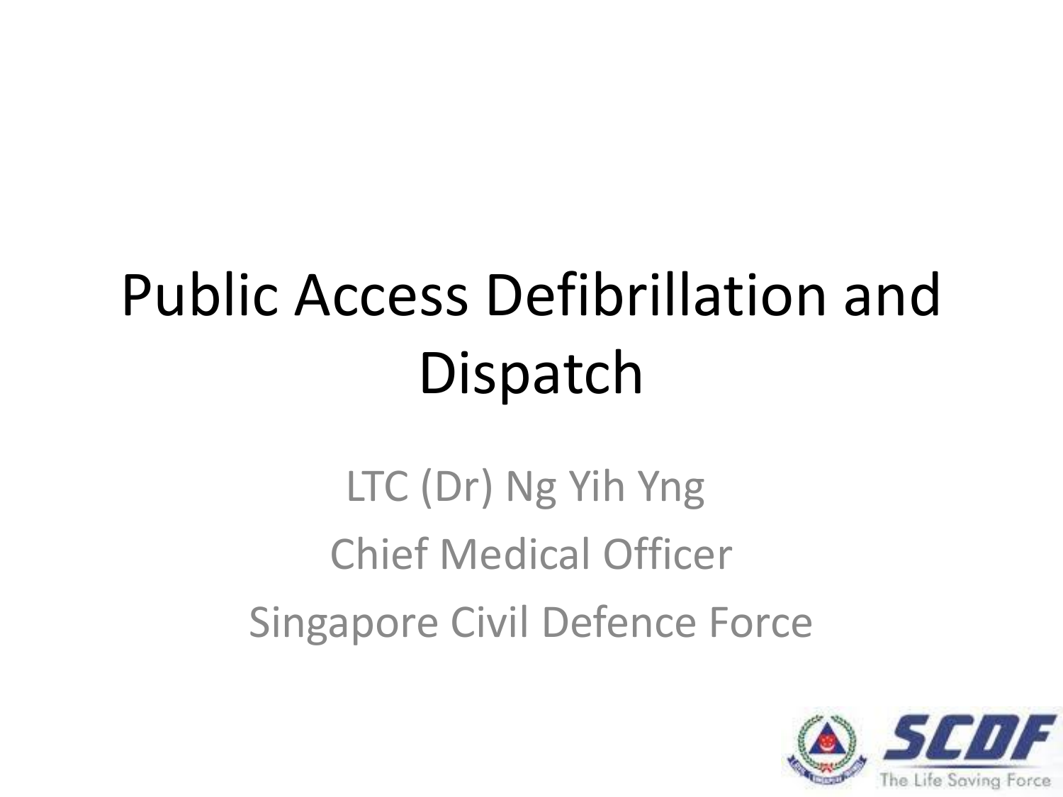# Public Access Defibrillation and Dispatch

LTC (Dr) Ng Yih Yng

Chief Medical Officer

Singapore Civil Defence Force

SCDF

The Life Saving Force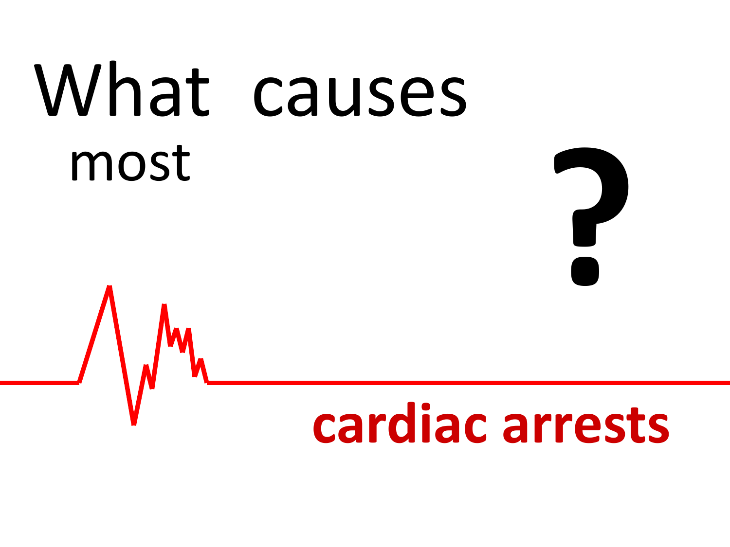# What causes most cardiac arrests ?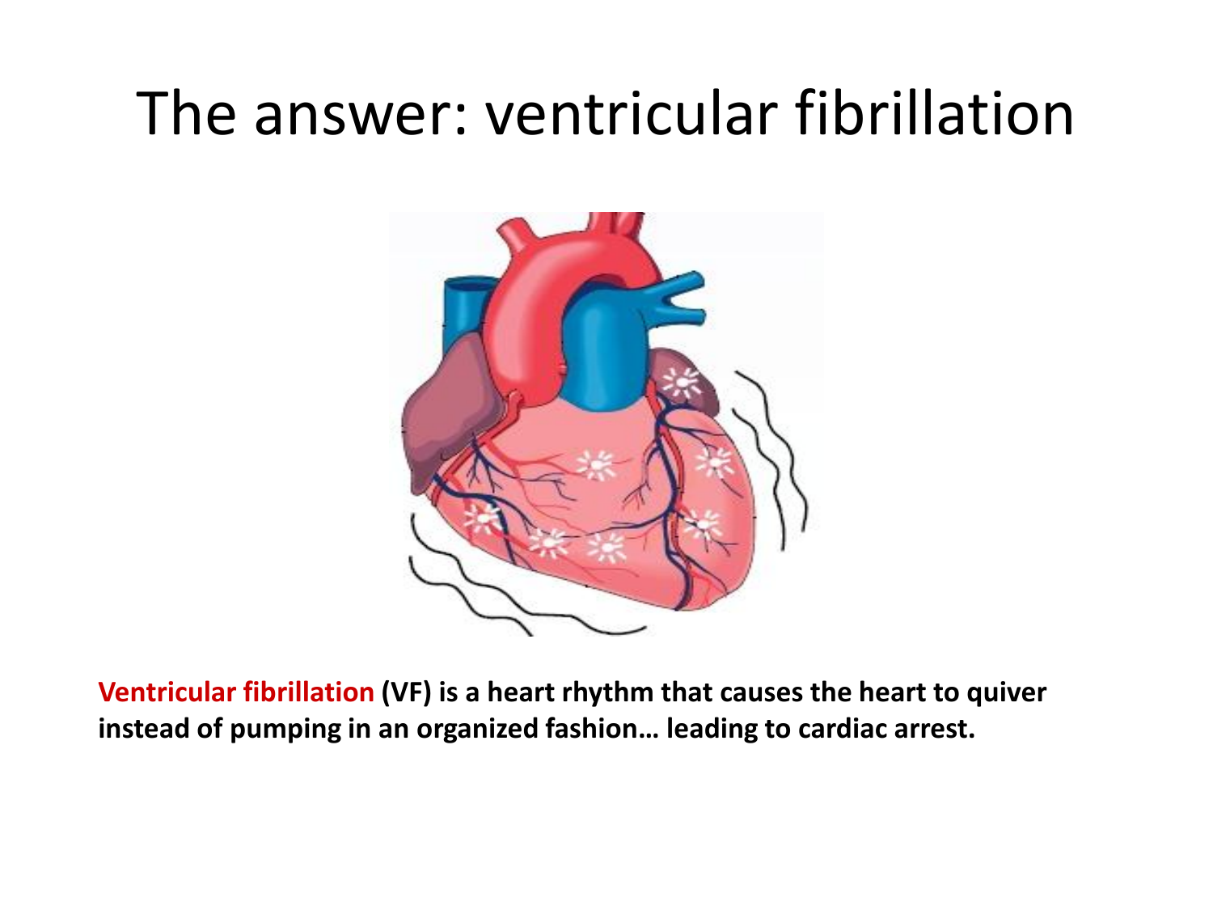# The answer: ventricular fibrillation

**Ventricular fibrillation (VF) is a heart rhythm that causes the heart to quiver instead of pumping in an organized fashion… leading to cardiac arrest.**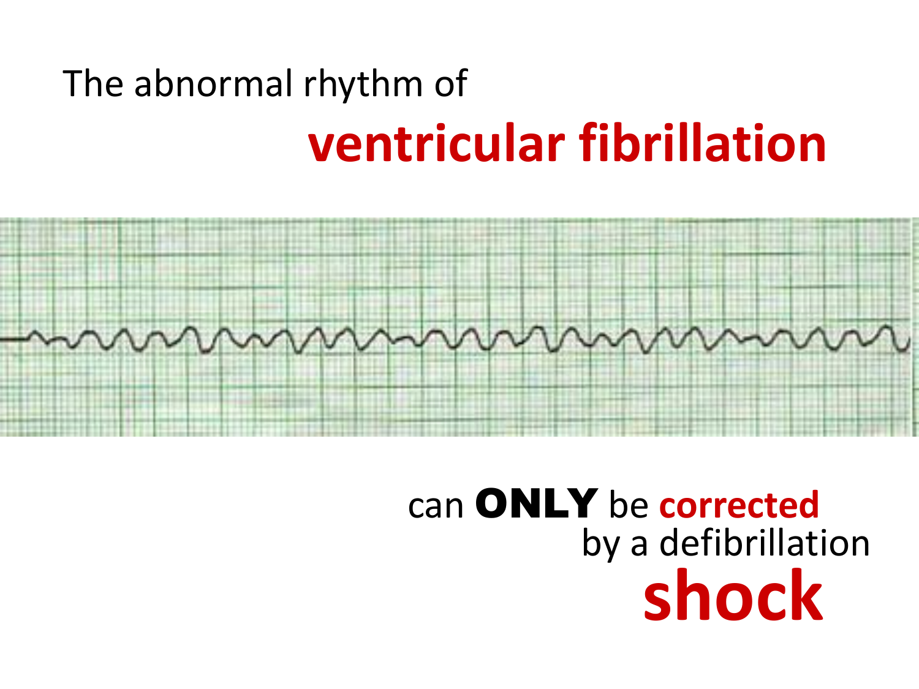The abnormal rhythm of

**ventricular fibrillation**

can **ONLY** be **corrected** by a defibrillation

**shock**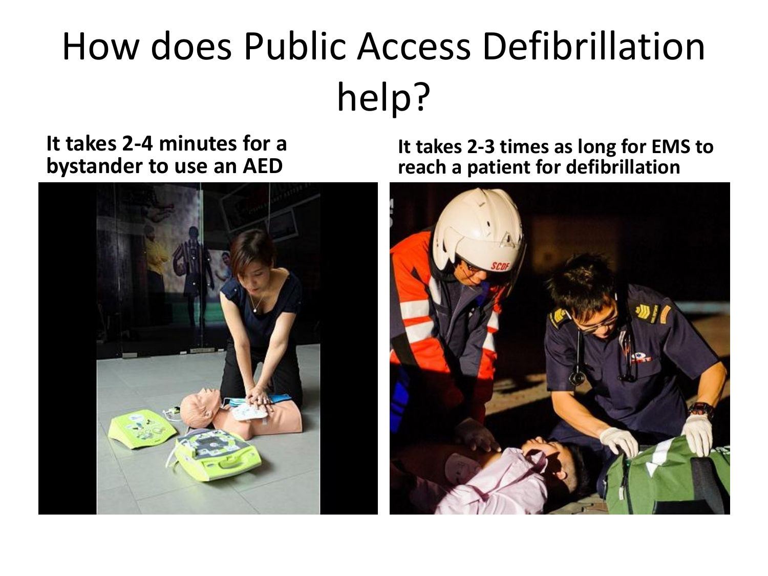# How does Public Access Defibrillation help?

**It takes 2-4 minutes for a bystander to use an AED**

**It takes 2-3 times as long for EMS to reach a patient for defibrillation**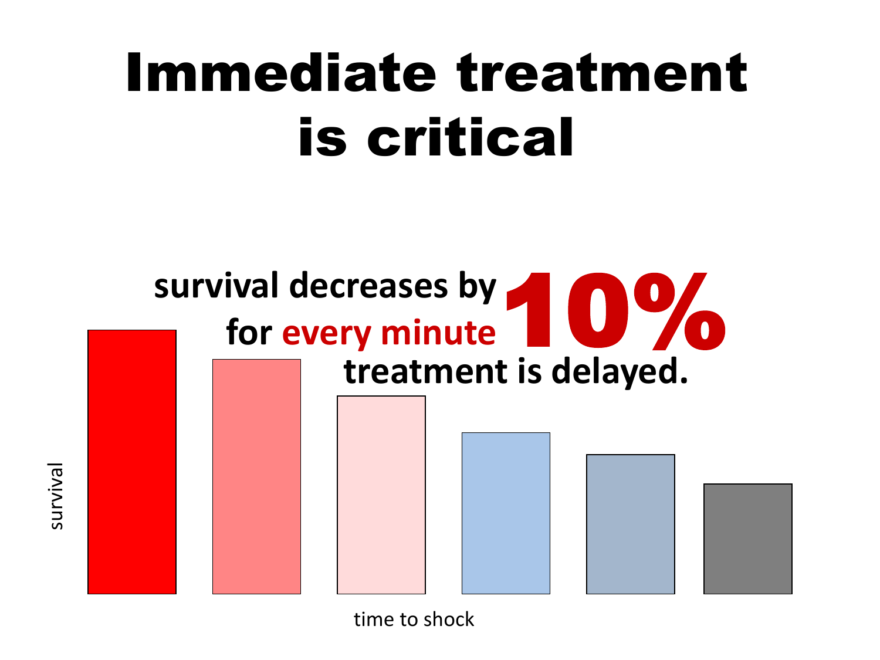# Immediate treatment is critical

**survival decreases by 10% for every minute treatment is delayed.**

survival

time to shock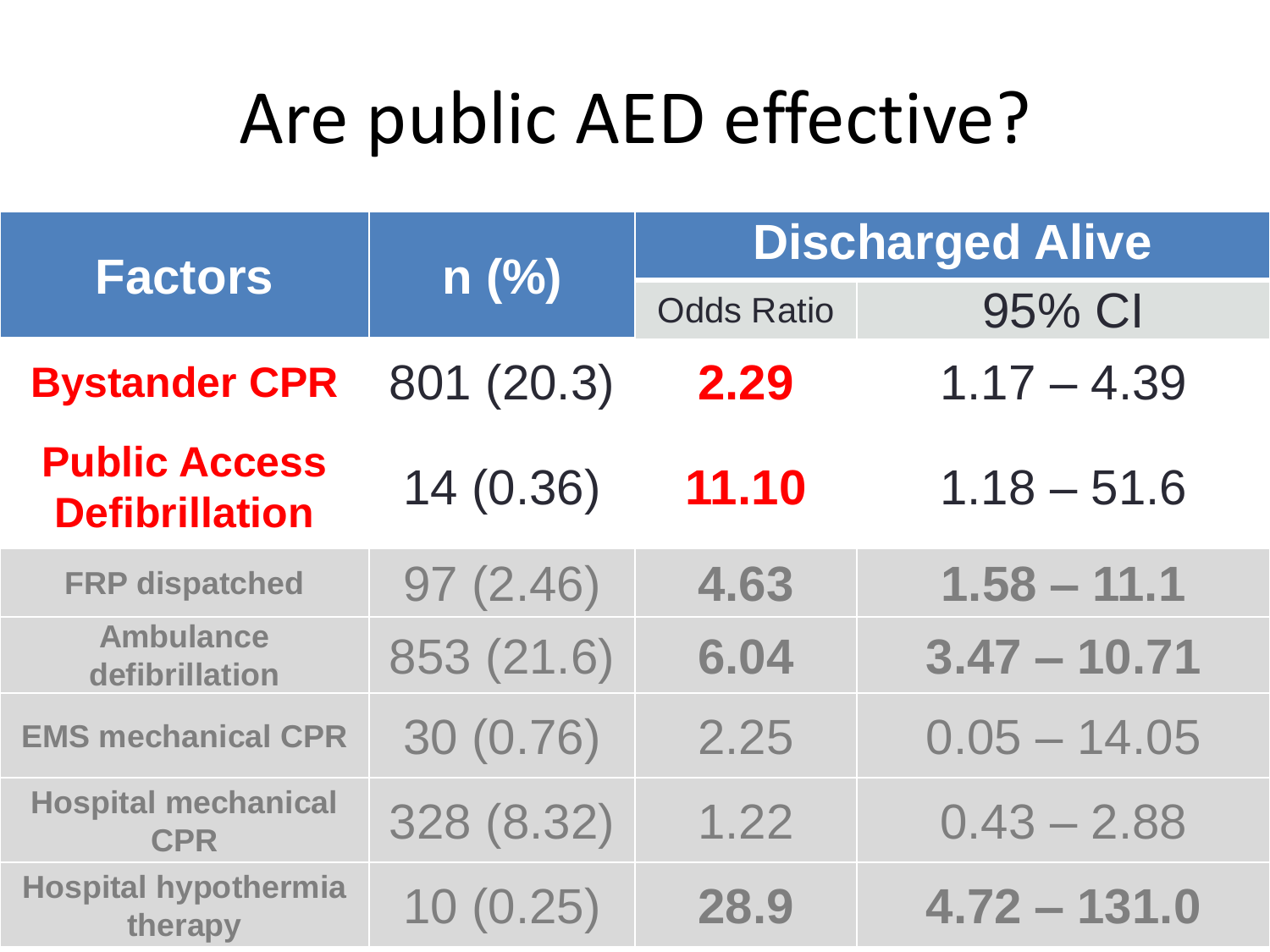# Are public AED effective?

| Factors | n (%) | Discharged Alive | |
|---|---|---|---|
| | | Odds Ratio | 95% CI |
| **Bystander CPR** | 801 (20.3) | **2.29** | 1.17 – 4.39 |
| **Public Access Defibrillation** | 14 (0.36) | **11.10** | 1.18 – 51.6 |
| **FRP dispatched** | 97 (2.46) | **4.63** | **1.58 – 11.1** |
| **Ambulance defibrillation** | 853 (21.6) | **6.04** | **3.47 – 10.71** |
| **EMS mechanical CPR** | 30 (0.76) | 2.25 | 0.05 – 14.05 |
| **Hospital mechanical CPR** | 328 (8.32) | 1.22 | 0.43 – 2.88 |
| **Hospital hypothermia therapy** | 10 (0.25) | **28.9** | **4.72 – 131.0** |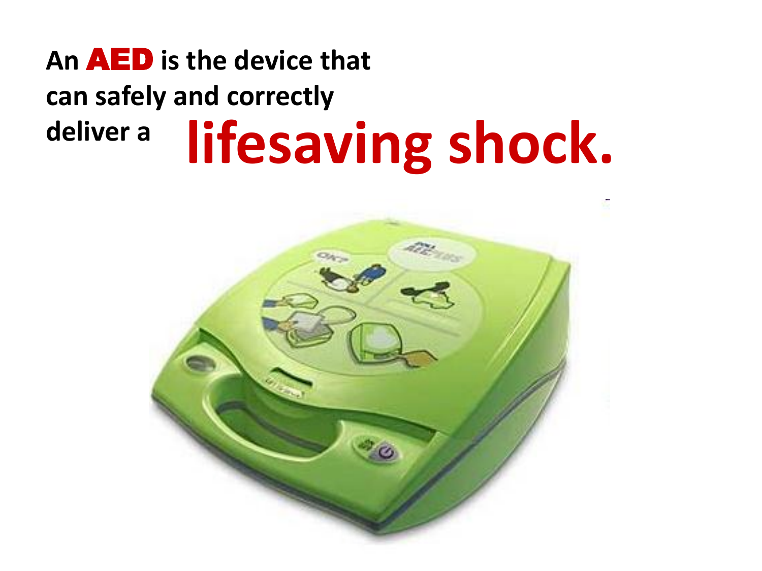An **AED** is the device that can safely and correctly deliver a **lifesaving shock.**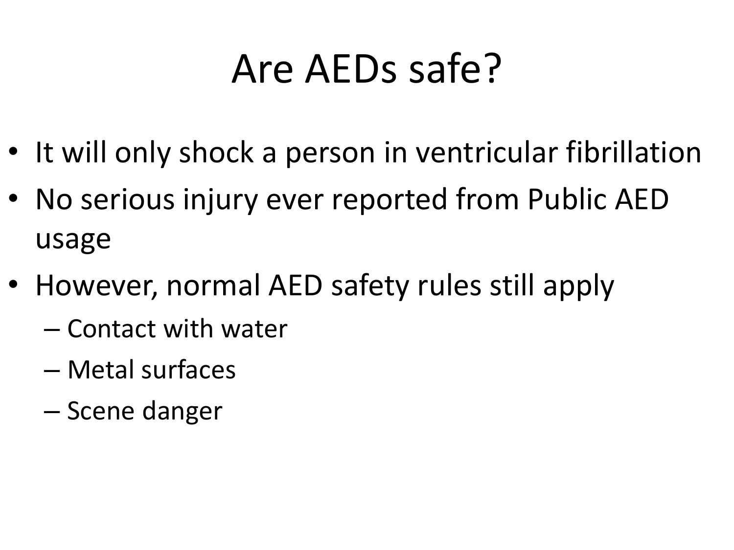# Are AEDs safe?

- It will only shock a person in ventricular fibrillation
- No serious injury ever reported from Public AED usage
- However, normal AED safety rules still apply
  - Contact with water
  - Metal surfaces
  - Scene danger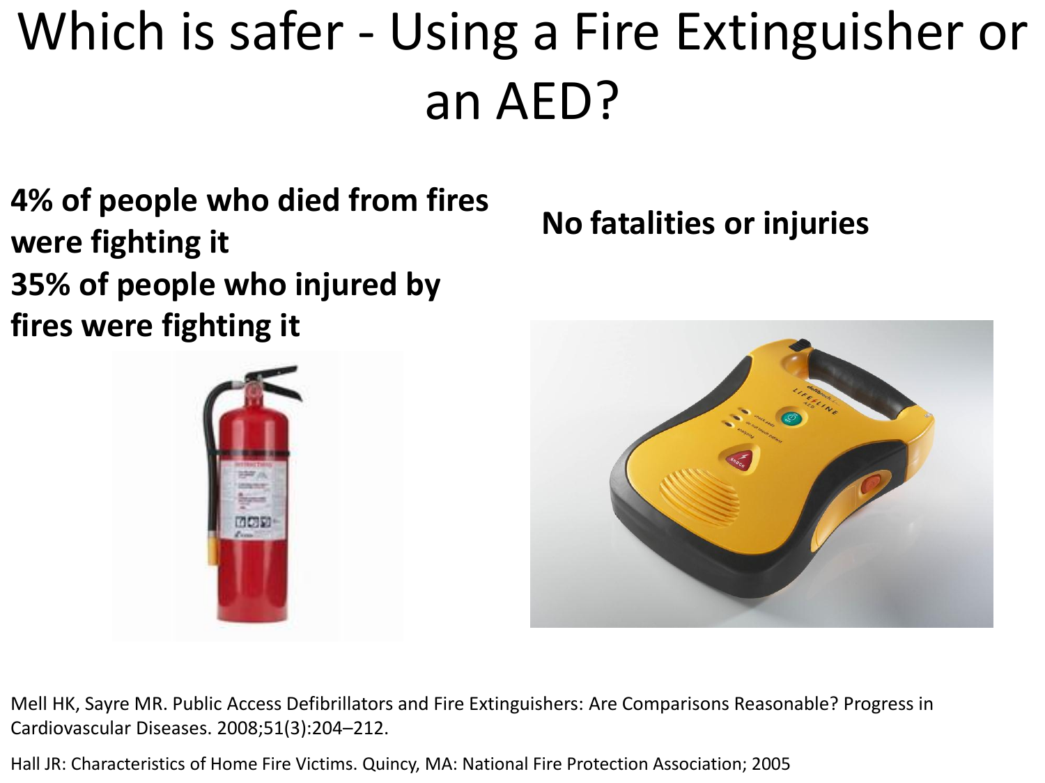# Which is safer - Using a Fire Extinguisher or an AED?

**4% of people who died from fires were fighting it**
**35% of people who injured by fires were fighting it**

**No fatalities or injuries**

Mell HK, Sayre MR. Public Access Defibrillators and Fire Extinguishers: Are Comparisons Reasonable? Progress in Cardiovascular Diseases. 2008;51(3):204–212.

Hall JR: Characteristics of Home Fire Victims. Quincy, MA: National Fire Protection Association; 2005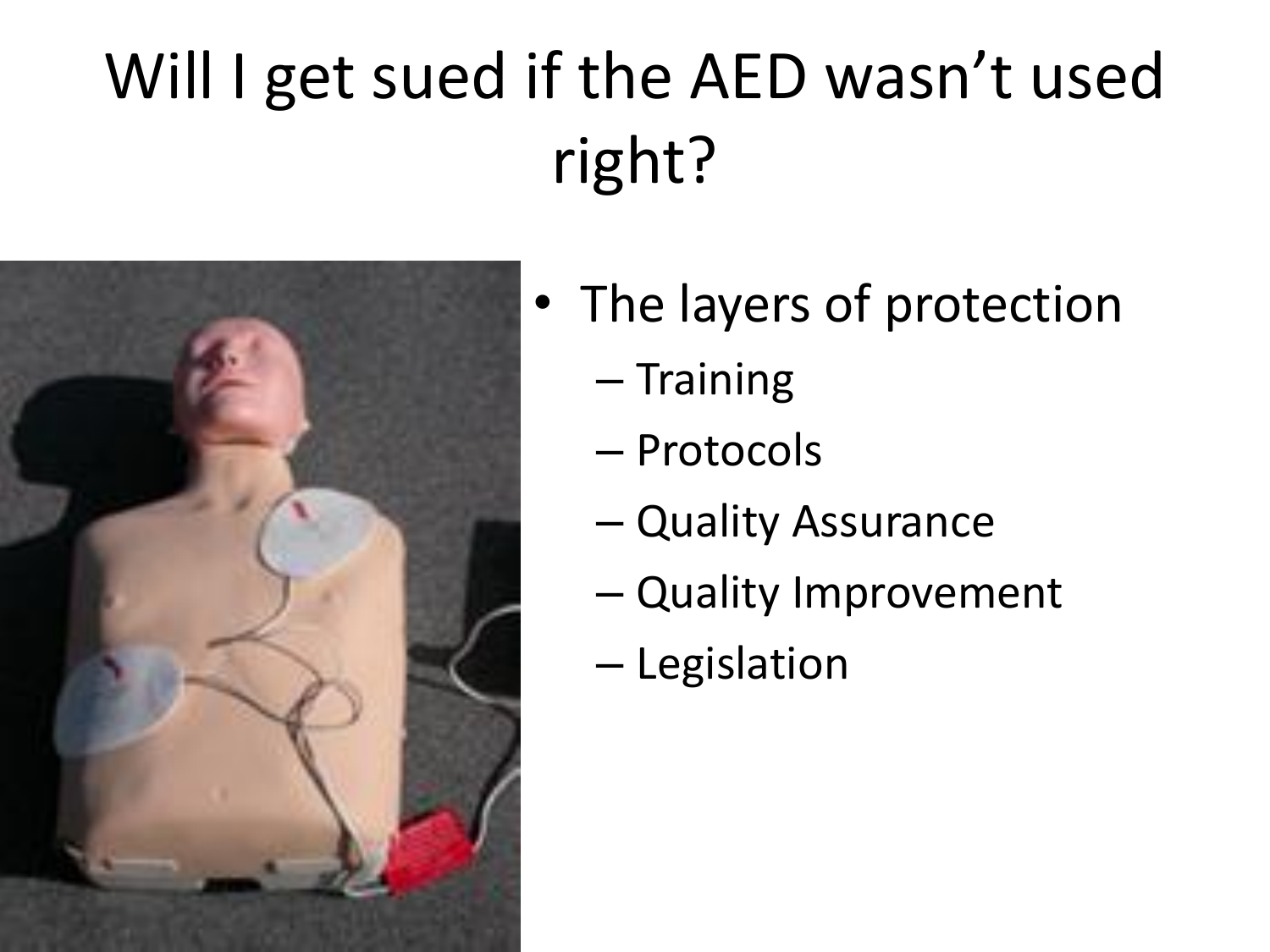# Will I get sued if the AED wasn't used right?

- The layers of protection
  - Training
  - Protocols
  - Quality Assurance
  - Quality Improvement
  - Legislation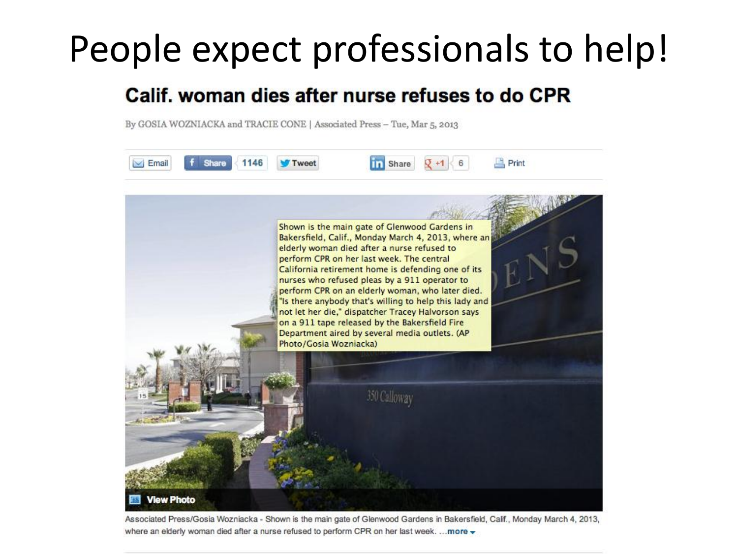# People expect professionals to help!

## Calif. woman dies after nurse refuses to do CPR

By GOSIA WOZNIACKA and TRACIE CONE | Associated Press – Tue, Mar 5, 2013

Email | Share 1146 | Tweet | Share | +1 6 | Print

Shown is the main gate of Glenwood Gardens in Bakersfield, Calif., Monday March 4, 2013, where an elderly woman died after a nurse refused to perform CPR on her last week. The central California retirement home is defending one of its nurses who refused pleas by a 911 operator to perform CPR on an elderly woman, who later died. "Is there anybody that's willing to help this lady and not let her die," dispatcher Tracey Halvorson says on a 911 tape released by the Bakersfield Fire Department aired by several media outlets. (AP Photo/Gosia Wozniacka)

View Photo

Associated Press/Gosia Wozniacka - Shown is the main gate of Glenwood Gardens in Bakersfield, Calif., Monday March 4, 2013, where an elderly woman died after a nurse refused to perform CPR on her last week. ...more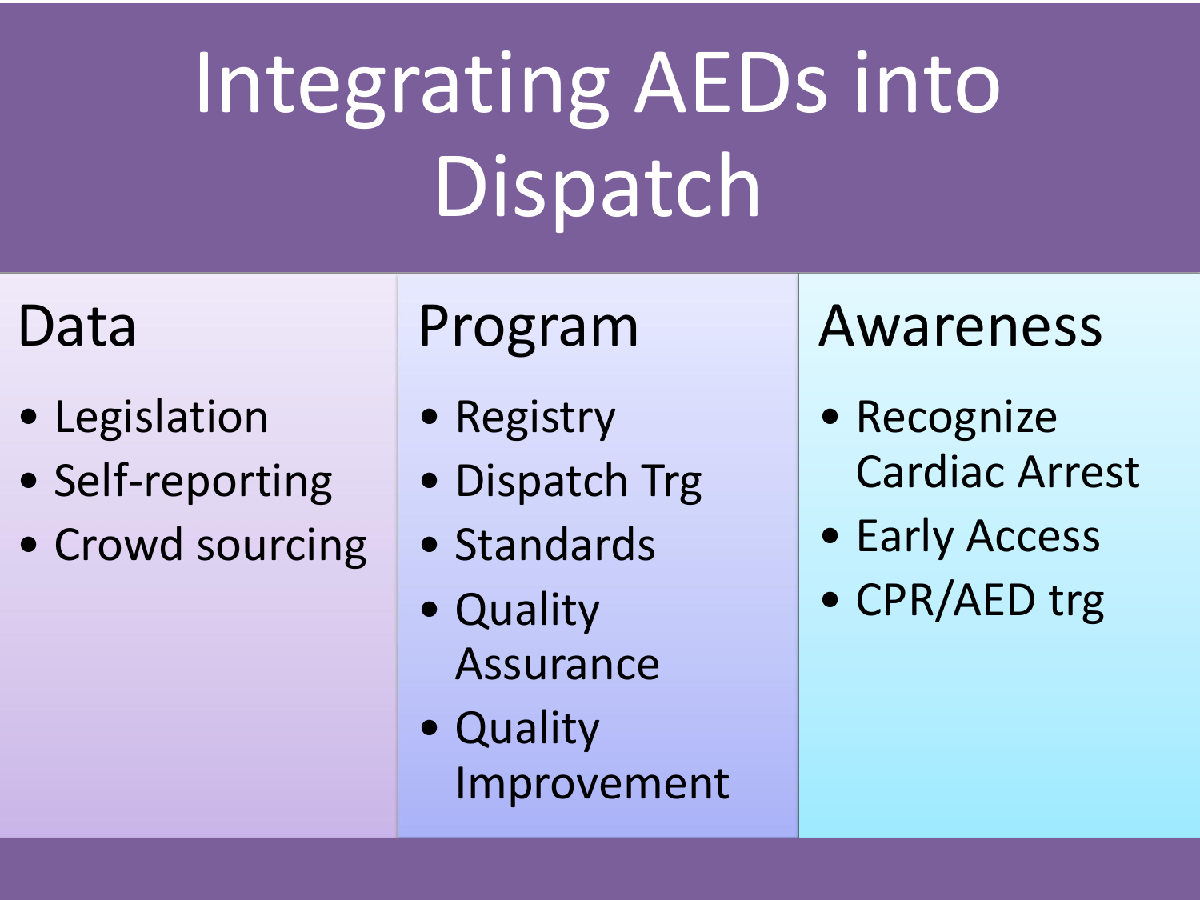# Integrating AEDs into Dispatch

## Data

- Legislation
- Self-reporting
- Crowd sourcing

## Program

- Registry
- Dispatch Trg
- Standards
- Quality Assurance
- Quality Improvement

## Awareness

- Recognize Cardiac Arrest
- Early Access
- CPR/AED trg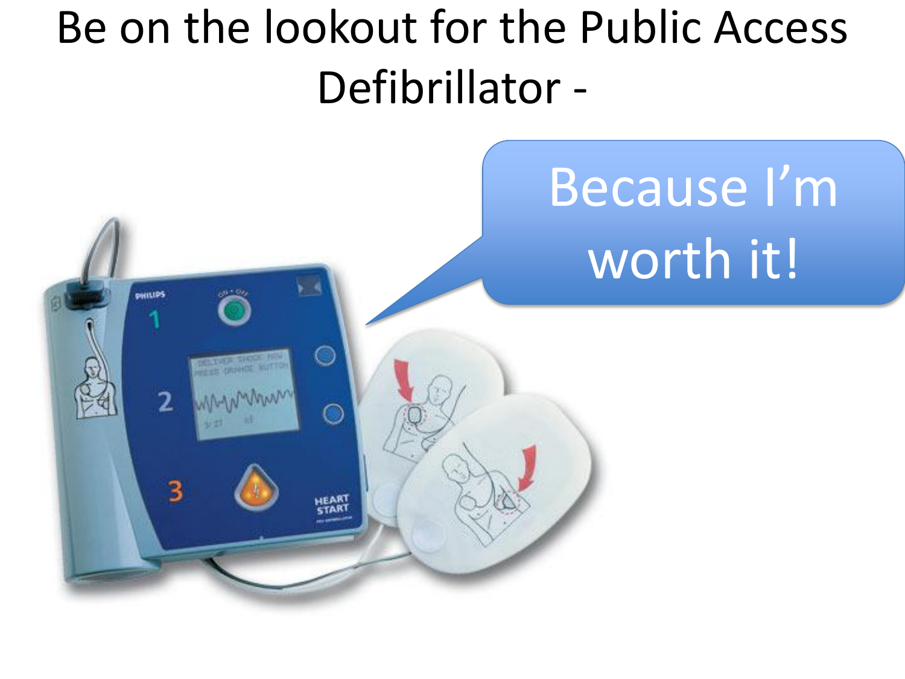# Be on the lookout for the Public Access Defibrillator -

Because I'm worth it!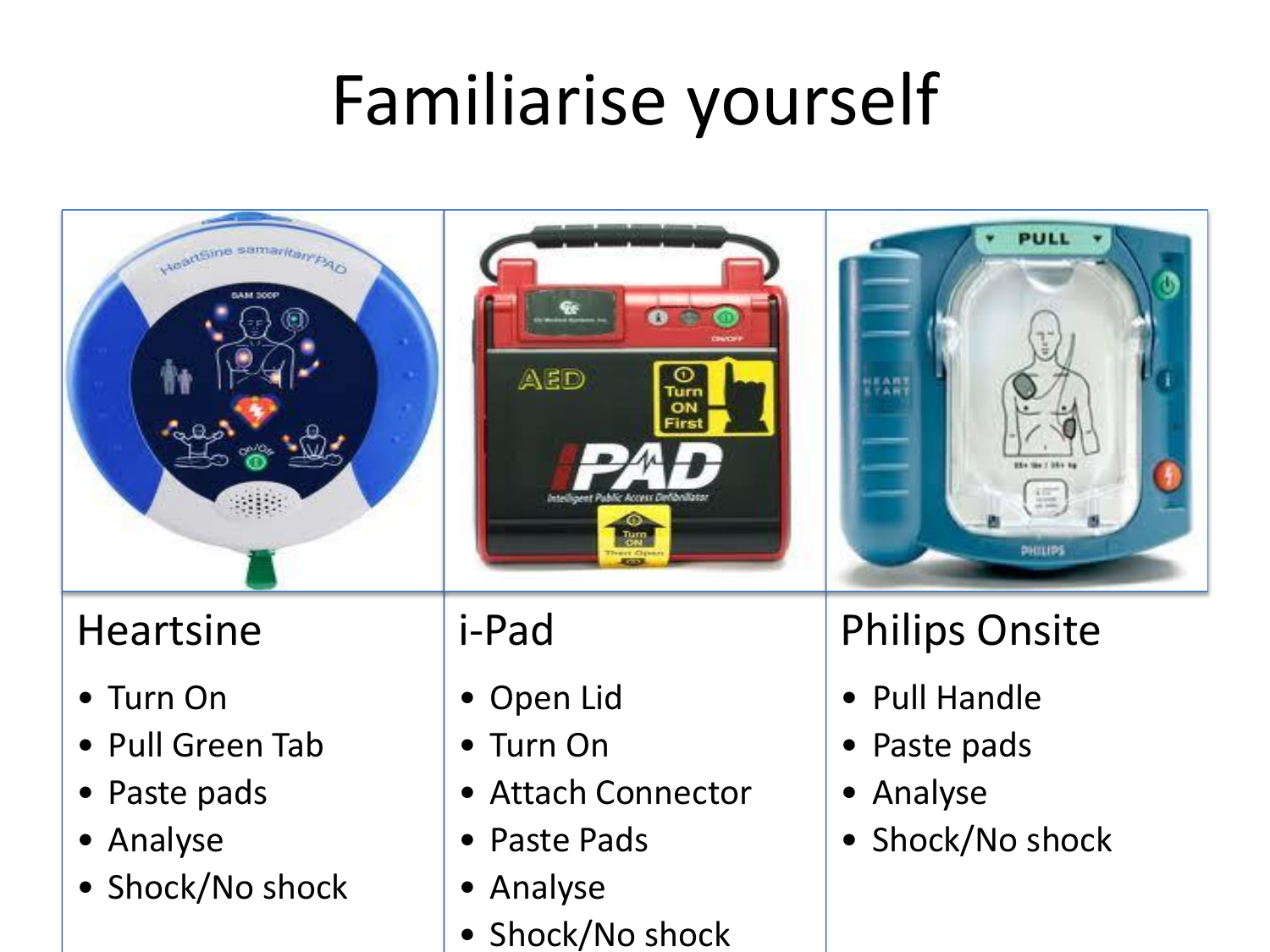# Familiarise yourself

| Heartsine | i-Pad | Philips Onsite |
|---|---|---|
| • Turn On<br>• Pull Green Tab<br>• Paste pads<br>• Analyse<br>• Shock/No shock | • Open Lid<br>• Turn On<br>• Attach Connector<br>• Paste Pads<br>• Analyse<br>• Shock/No shock | • Pull Handle<br>• Paste pads<br>• Analyse<br>• Shock/No shock |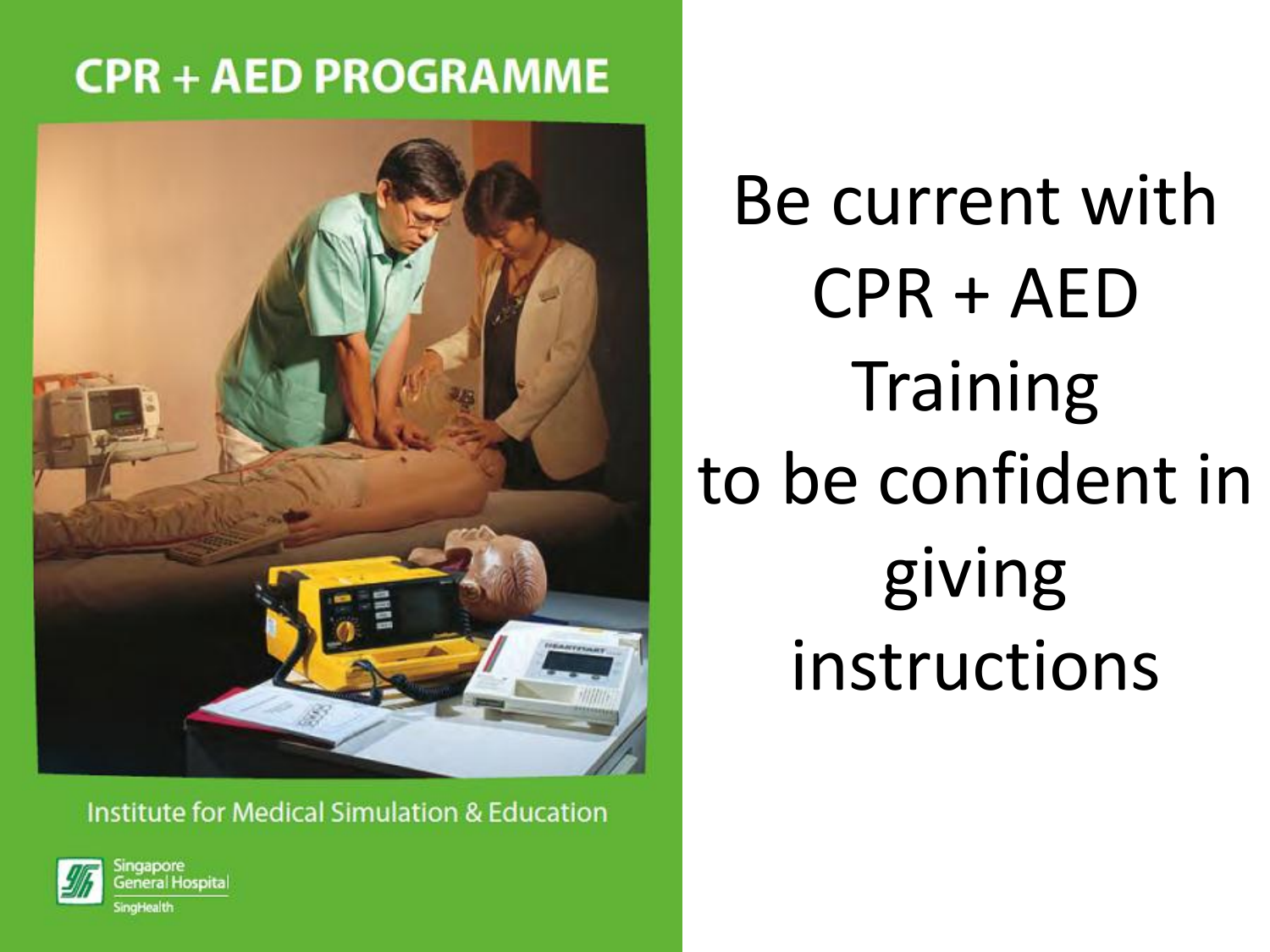CPR + AED PROGRAMME

Institute for Medical Simulation & Education

Singapore General Hospital
SingHealth

Be current with CPR + AED Training to be confident in giving instructions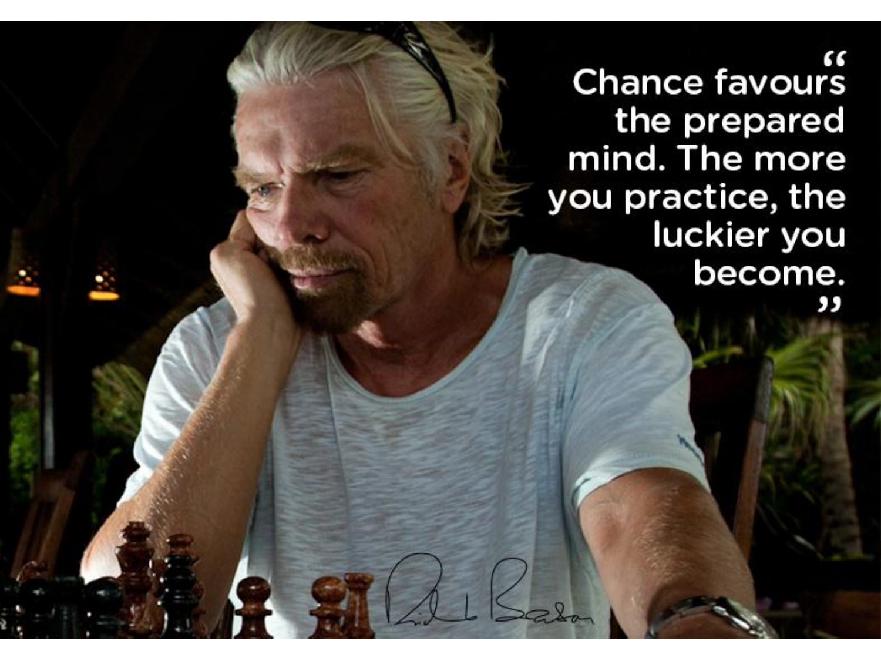"Chance favours the prepared mind. The more you practice, the luckier you become."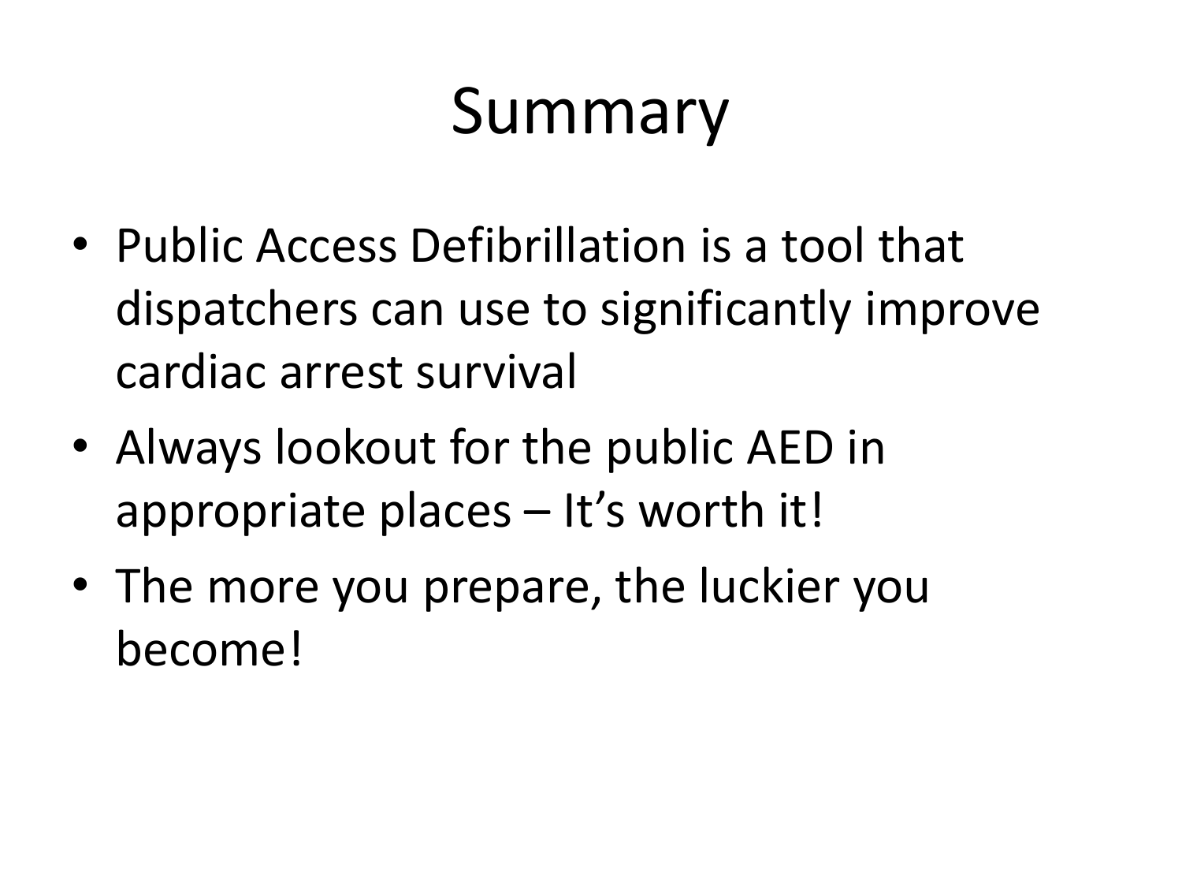# Summary

- Public Access Defibrillation is a tool that dispatchers can use to significantly improve cardiac arrest survival
- Always lookout for the public AED in appropriate places – It's worth it!
- The more you prepare, the luckier you become!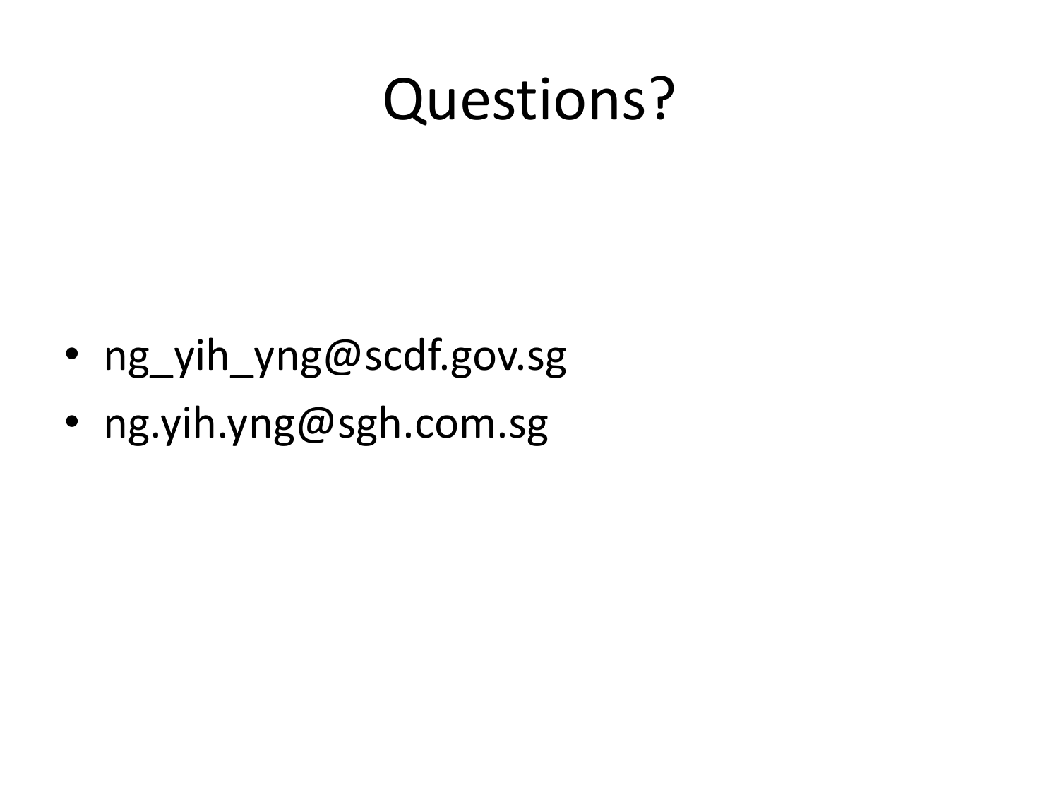# Questions?

- ng_yih_yng@scdf.gov.sg
- ng.yih.yng@sgh.com.sg